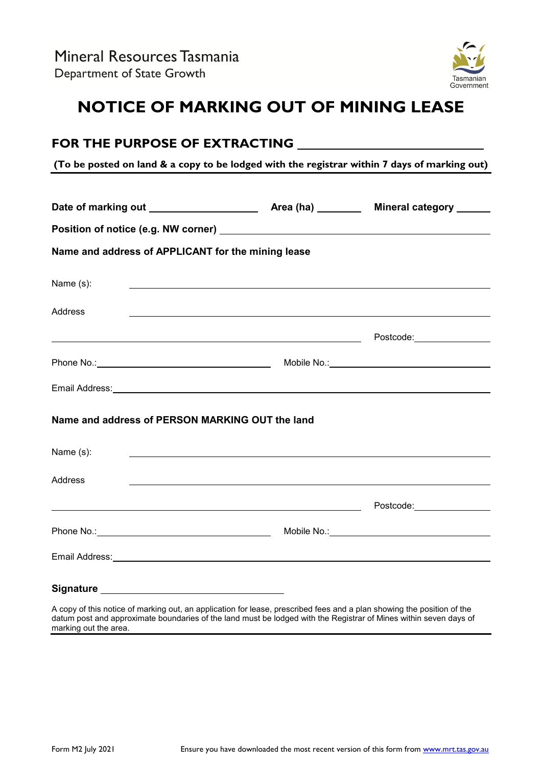Mineral Resources Tasmania
Department of State Growth

Tasmanian Government

# NOTICE OF MARKING OUT OF MINING LEASE

## FOR THE PURPOSE OF EXTRACTING \_\_\_\_\_\_\_\_\_\_\_\_\_\_\_\_\_\_\_\_\_\_\_\_\_\_\_\_

**(To be posted on land & a copy to be lodged with the registrar within 7 days of marking out)**

---

**Date of marking out** \_\_\_\_\_\_\_\_\_\_\_\_\_\_\_\_\_\_\_\_ **Area (ha)** \_\_\_\_\_\_\_\_ **Mineral category** \_\_\_\_\_\_

**Position of notice (e.g. NW corner)** \_\_\_\_\_\_\_\_\_\_\_\_\_\_\_\_\_\_\_\_\_\_\_\_\_\_\_\_\_\_\_\_\_\_\_\_\_\_\_\_\_\_\_\_

**Name and address of APPLICANT for the mining lease**

Name (s): \_\_\_\_\_\_\_\_\_\_\_\_\_\_\_\_\_\_\_\_\_\_\_\_\_\_\_\_\_\_\_\_\_\_\_\_\_\_\_\_\_\_\_\_\_\_\_\_\_\_\_\_\_\_\_\_

Address \_\_\_\_\_\_\_\_\_\_\_\_\_\_\_\_\_\_\_\_\_\_\_\_\_\_\_\_\_\_\_\_\_\_\_\_\_\_\_\_\_\_\_\_\_\_\_\_\_\_\_\_\_\_\_\_

\_\_\_\_\_\_\_\_\_\_\_\_\_\_\_\_\_\_\_\_\_\_\_\_\_\_\_\_\_\_\_\_\_\_\_\_\_\_\_\_\_\_\_\_\_\_\_\_ Postcode: \_\_\_\_\_\_\_\_\_\_\_\_

Phone No.: \_\_\_\_\_\_\_\_\_\_\_\_\_\_\_\_\_\_\_\_\_\_\_\_\_\_\_\_ Mobile No.: \_\_\_\_\_\_\_\_\_\_\_\_\_\_\_\_\_\_\_\_\_\_\_\_\_\_\_\_

Email Address: \_\_\_\_\_\_\_\_\_\_\_\_\_\_\_\_\_\_\_\_\_\_\_\_\_\_\_\_\_\_\_\_\_\_\_\_\_\_\_\_\_\_\_\_\_\_\_\_\_\_\_\_\_\_\_\_

**Name and address of PERSON MARKING OUT the land**

Name (s): \_\_\_\_\_\_\_\_\_\_\_\_\_\_\_\_\_\_\_\_\_\_\_\_\_\_\_\_\_\_\_\_\_\_\_\_\_\_\_\_\_\_\_\_\_\_\_\_\_\_\_\_\_\_\_\_

Address \_\_\_\_\_\_\_\_\_\_\_\_\_\_\_\_\_\_\_\_\_\_\_\_\_\_\_\_\_\_\_\_\_\_\_\_\_\_\_\_\_\_\_\_\_\_\_\_\_\_\_\_\_\_\_\_

\_\_\_\_\_\_\_\_\_\_\_\_\_\_\_\_\_\_\_\_\_\_\_\_\_\_\_\_\_\_\_\_\_\_\_\_\_\_\_\_\_\_\_\_\_\_\_\_ Postcode: \_\_\_\_\_\_\_\_\_\_\_\_

Phone No.: \_\_\_\_\_\_\_\_\_\_\_\_\_\_\_\_\_\_\_\_\_\_\_\_\_\_\_\_ Mobile No.: \_\_\_\_\_\_\_\_\_\_\_\_\_\_\_\_\_\_\_\_\_\_\_\_\_\_\_\_

Email Address: \_\_\_\_\_\_\_\_\_\_\_\_\_\_\_\_\_\_\_\_\_\_\_\_\_\_\_\_\_\_\_\_\_\_\_\_\_\_\_\_\_\_\_\_\_\_\_\_\_\_\_\_\_\_\_\_

**Signature** \_\_\_\_\_\_\_\_\_\_\_\_\_\_\_\_\_\_\_\_\_\_\_\_\_\_\_\_\_\_

A copy of this notice of marking out, an application for lease, prescribed fees and a plan showing the position of the datum post and approximate boundaries of the land must be lodged with the Registrar of Mines within seven days of marking out the area.

---

Form M2 July 2021 Ensure you have downloaded the most recent version of this form from [www.mrt.tas.gov.au](http://www.mrt.tas.gov.au)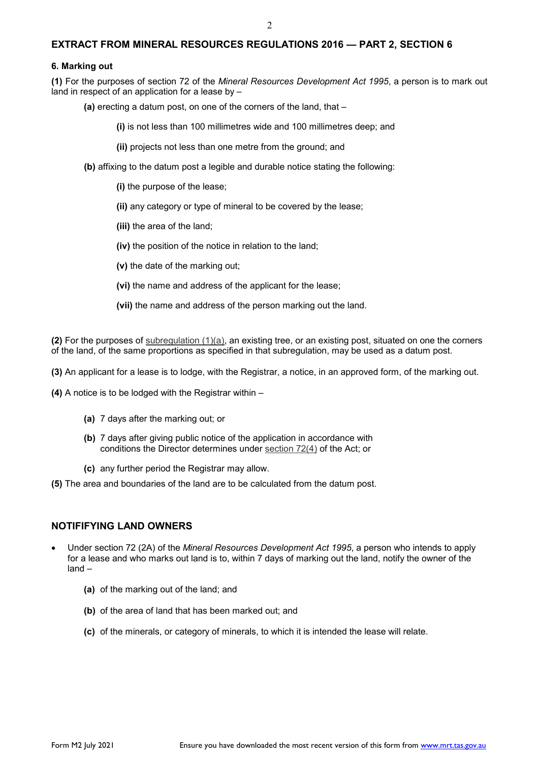## EXTRACT FROM MINERAL RESOURCES REGULATIONS 2016 — PART 2, SECTION 6

### 6. Marking out

**(1)** For the purposes of section 72 of the *Mineral Resources Development Act 1995*, a person is to mark out land in respect of an application for a lease by –

- **(a)** erecting a datum post, on one of the corners of the land, that –
  - **(i)** is not less than 100 millimetres wide and 100 millimetres deep; and
  - **(ii)** projects not less than one metre from the ground; and
- **(b)** affixing to the datum post a legible and durable notice stating the following:
  - **(i)** the purpose of the lease;
  - **(ii)** any category or type of mineral to be covered by the lease;
  - **(iii)** the area of the land;
  - **(iv)** the position of the notice in relation to the land;
  - **(v)** the date of the marking out;
  - **(vi)** the name and address of the applicant for the lease;
  - **(vii)** the name and address of the person marking out the land.

**(2)** For the purposes of subregulation (1)(a), an existing tree, or an existing post, situated on one the corners of the land, of the same proportions as specified in that subregulation, may be used as a datum post.

**(3)** An applicant for a lease is to lodge, with the Registrar, a notice, in an approved form, of the marking out.

**(4)** A notice is to be lodged with the Registrar within –

- **(a)** 7 days after the marking out; or
- **(b)** 7 days after giving public notice of the application in accordance with conditions the Director determines under section 72(4) of the Act; or
- **(c)** any further period the Registrar may allow.

**(5)** The area and boundaries of the land are to be calculated from the datum post.

## NOTIFIFYING LAND OWNERS

- Under section 72 (2A) of the *Mineral Resources Development Act 1995*, a person who intends to apply for a lease and who marks out land is to, within 7 days of marking out the land, notify the owner of the land –
  - **(a)** of the marking out of the land; and
  - **(b)** of the area of land that has been marked out; and
  - **(c)** of the minerals, or category of minerals, to which it is intended the lease will relate.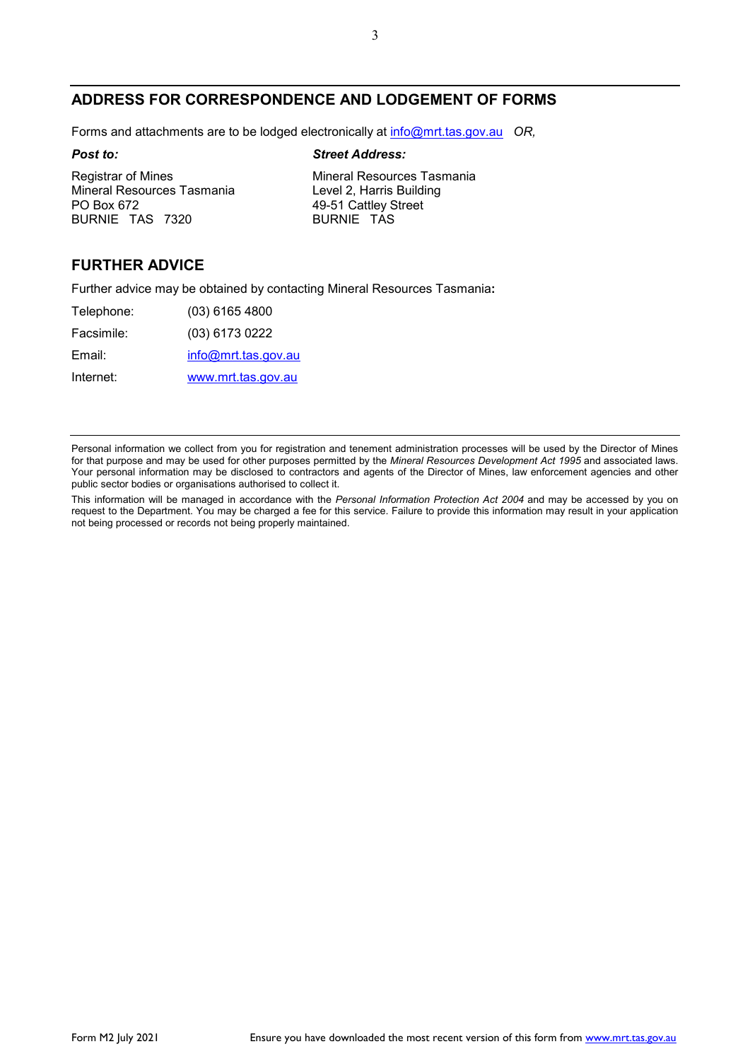## ADDRESS FOR CORRESPONDENCE AND LODGEMENT OF FORMS

Forms and attachments are to be lodged electronically at info@mrt.tas.gov.au *OR,*

***Post to:***

Registrar of Mines
Mineral Resources Tasmania
PO Box 672
BURNIE TAS 7320

***Street Address:***

Mineral Resources Tasmania
Level 2, Harris Building
49-51 Cattley Street
BURNIE TAS

## FURTHER ADVICE

Further advice may be obtained by contacting Mineral Resources Tasmania**:**

| | |
|---|---|
| Telephone: | (03) 6165 4800 |
| Facsimile: | (03) 6173 0222 |
| Email: | info@mrt.tas.gov.au |
| Internet: | www.mrt.tas.gov.au |

---

Personal information we collect from you for registration and tenement administration processes will be used by the Director of Mines for that purpose and may be used for other purposes permitted by the *Mineral Resources Development Act 1995* and associated laws. Your personal information may be disclosed to contractors and agents of the Director of Mines, law enforcement agencies and other public sector bodies or organisations authorised to collect it.

This information will be managed in accordance with the *Personal Information Protection Act 2004* and may be accessed by you on request to the Department. You may be charged a fee for this service. Failure to provide this information may result in your application not being processed or records not being properly maintained.